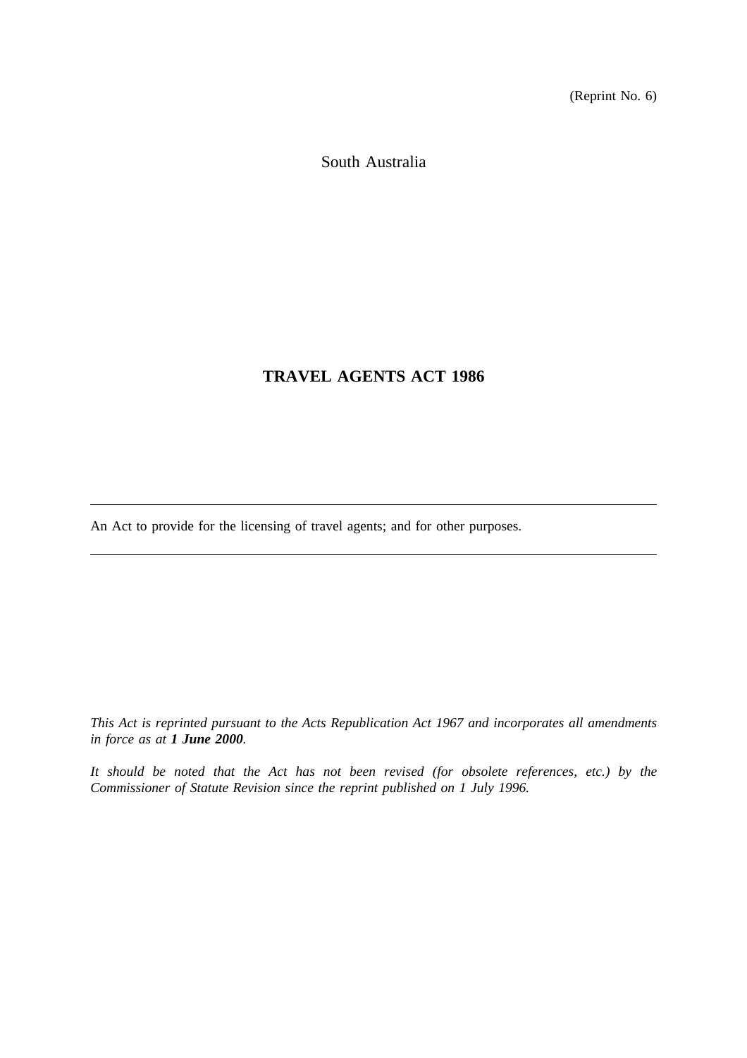(Reprint No. 6)

South Australia

# TRAVEL AGENTS ACT 1986

---

An Act to provide for the licensing of travel agents; and for other purposes.

---

*This Act is reprinted pursuant to the Acts Republication Act 1967 and incorporates all amendments in force as at **1 June 2000**.*

*It should be noted that the Act has not been revised (for obsolete references, etc.) by the Commissioner of Statute Revision since the reprint published on 1 July 1996.*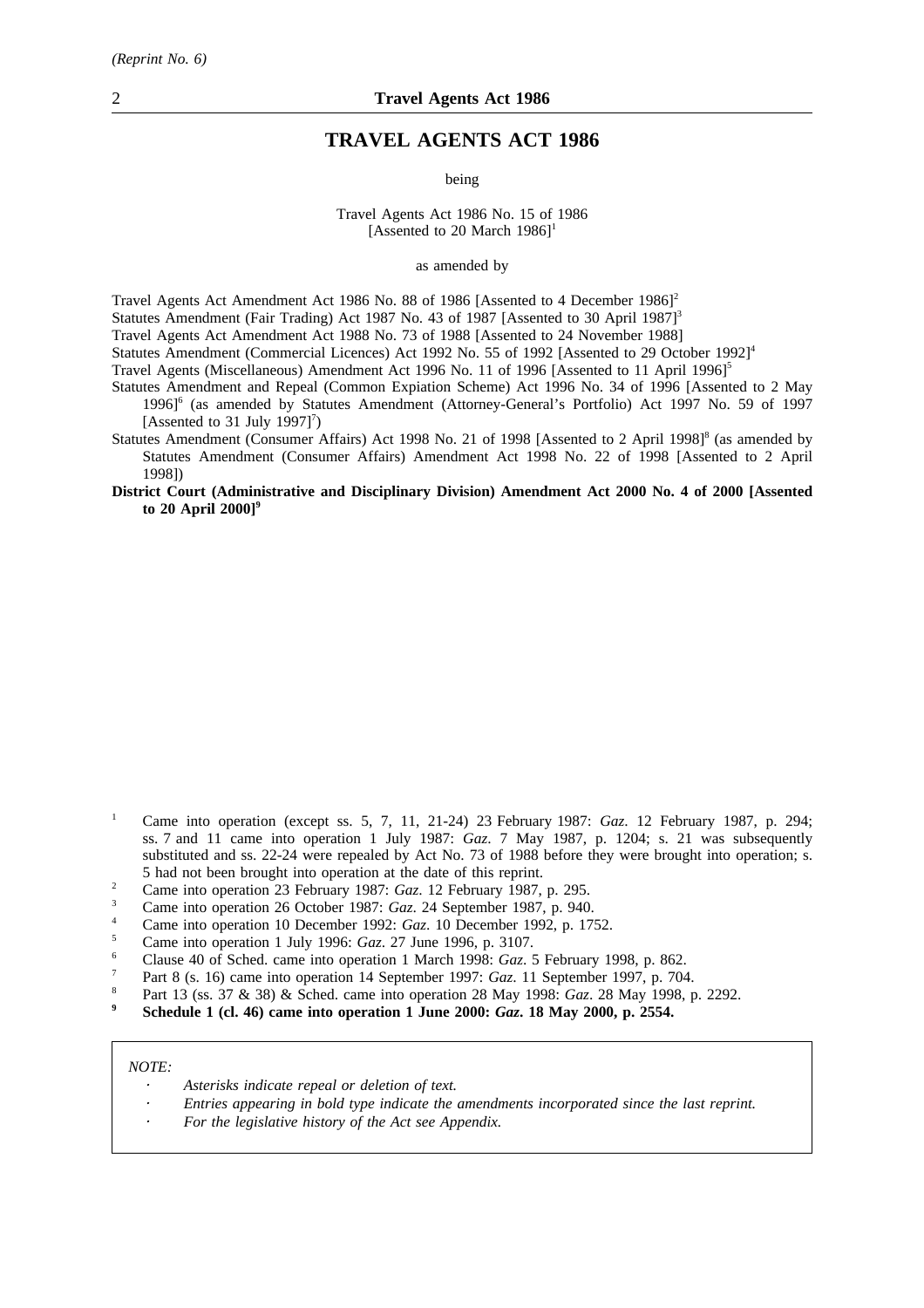*(Reprint No. 6)*

# TRAVEL AGENTS ACT 1986

being

Travel Agents Act 1986 No. 15 of 1986
[Assented to 20 March 1986][1]

as amended by

Travel Agents Act Amendment Act 1986 No. 88 of 1986 [Assented to 4 December 1986][2]
Statutes Amendment (Fair Trading) Act 1987 No. 43 of 1987 [Assented to 30 April 1987][3]
Travel Agents Act Amendment Act 1988 No. 73 of 1988 [Assented to 24 November 1988]
Statutes Amendment (Commercial Licences) Act 1992 No. 55 of 1992 [Assented to 29 October 1992][4]
Travel Agents (Miscellaneous) Amendment Act 1996 No. 11 of 1996 [Assented to 11 April 1996][5]
Statutes Amendment and Repeal (Common Expiation Scheme) Act 1996 No. 34 of 1996 [Assented to 2 May 1996][6] (as amended by Statutes Amendment (Attorney-General's Portfolio) Act 1997 No. 59 of 1997 [Assented to 31 July 1997][7])
Statutes Amendment (Consumer Affairs) Act 1998 No. 21 of 1998 [Assented to 2 April 1998][8] (as amended by Statutes Amendment (Consumer Affairs) Amendment Act 1998 No. 22 of 1998 [Assented to 2 April 1998])
**District Court (Administrative and Disciplinary Division) Amendment Act 2000 No. 4 of 2000 [Assented to 20 April 2000][9]**

[1] Came into operation (except ss. 5, 7, 11, 21-24) 23 February 1987: *Gaz*. 12 February 1987, p. 294; ss. 7 and 11 came into operation 1 July 1987: *Gaz*. 7 May 1987, p. 1204; s. 21 was subsequently substituted and ss. 22-24 were repealed by Act No. 73 of 1988 before they were brought into operation; s. 5 had not been brought into operation at the date of this reprint.

[2] Came into operation 23 February 1987: *Gaz*. 12 February 1987, p. 295.

[3] Came into operation 26 October 1987: *Gaz*. 24 September 1987, p. 940.

[4] Came into operation 10 December 1992: *Gaz*. 10 December 1992, p. 1752.

[5] Came into operation 1 July 1996: *Gaz*. 27 June 1996, p. 3107.

[6] Clause 40 of Sched. came into operation 1 March 1998: *Gaz*. 5 February 1998, p. 862.

[7] Part 8 (s. 16) came into operation 14 September 1997: *Gaz*. 11 September 1997, p. 704.

[8] Part 13 (ss. 37 & 38) & Sched. came into operation 28 May 1998: *Gaz*. 28 May 1998, p. 2292.

**[9] Schedule 1 (cl. 46) came into operation 1 June 2000: *Gaz*. 18 May 2000, p. 2554.**

*NOTE:*

- *Asterisks indicate repeal or deletion of text.*
- *Entries appearing in bold type indicate the amendments incorporated since the last reprint.*
- *For the legislative history of the Act see Appendix.*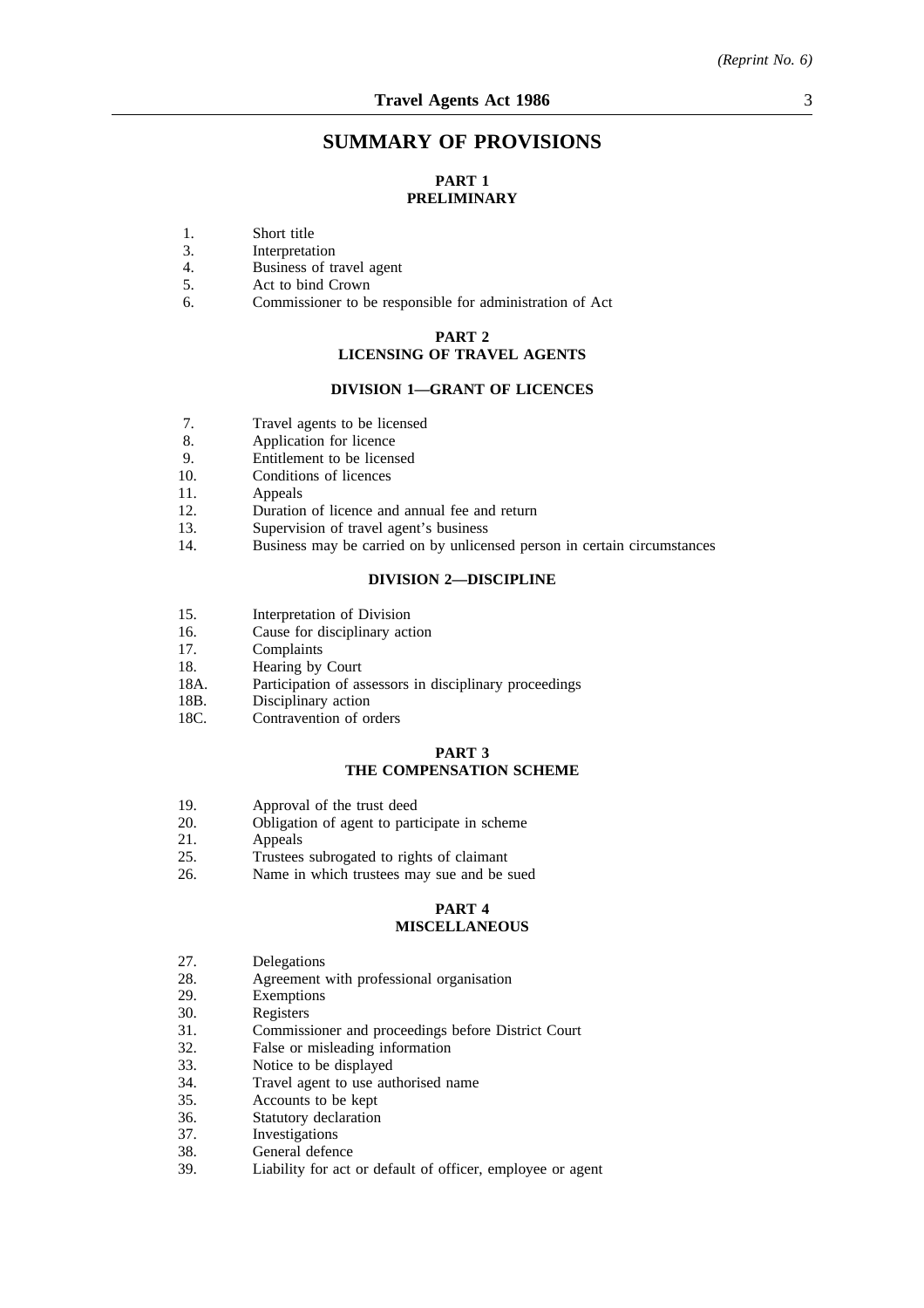# SUMMARY OF PROVISIONS

## PART 1
## PRELIMINARY

1. Short title
3. Interpretation
4. Business of travel agent
5. Act to bind Crown
6. Commissioner to be responsible for administration of Act

## PART 2
## LICENSING OF TRAVEL AGENTS

### DIVISION 1—GRANT OF LICENCES

7. Travel agents to be licensed
8. Application for licence
9. Entitlement to be licensed
10. Conditions of licences
11. Appeals
12. Duration of licence and annual fee and return
13. Supervision of travel agent's business
14. Business may be carried on by unlicensed person in certain circumstances

### DIVISION 2—DISCIPLINE

15. Interpretation of Division
16. Cause for disciplinary action
17. Complaints
18. Hearing by Court

18A. Participation of assessors in disciplinary proceedings
18B. Disciplinary action
18C. Contravention of orders

## PART 3
## THE COMPENSATION SCHEME

19. Approval of the trust deed
20. Obligation of agent to participate in scheme
21. Appeals
25. Trustees subrogated to rights of claimant
26. Name in which trustees may sue and be sued

## PART 4
## MISCELLANEOUS

27. Delegations
28. Agreement with professional organisation
29. Exemptions
30. Registers
31. Commissioner and proceedings before District Court
32. False or misleading information
33. Notice to be displayed
34. Travel agent to use authorised name
35. Accounts to be kept
36. Statutory declaration
37. Investigations
38. General defence
39. Liability for act or default of officer, employee or agent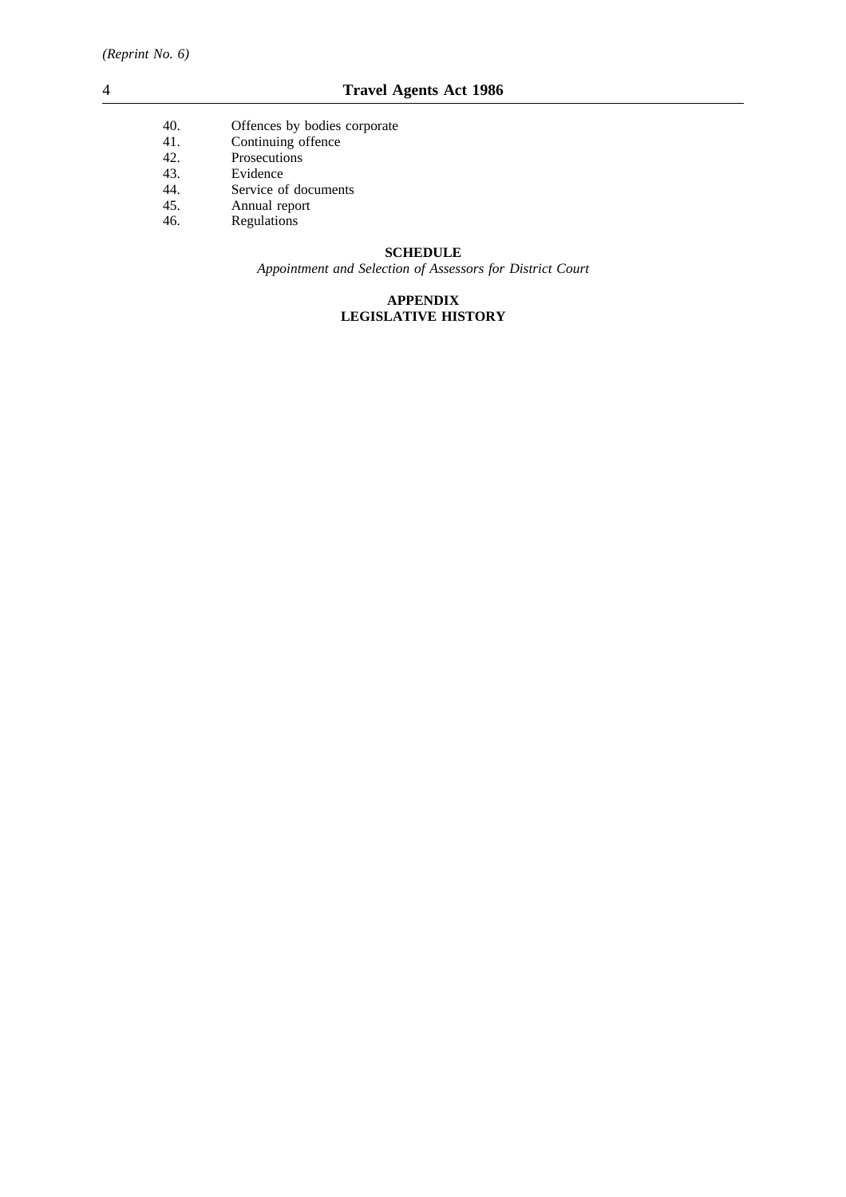40. Offences by bodies corporate
41. Continuing offence
42. Prosecutions
43. Evidence
44. Service of documents
45. Annual report
46. Regulations

**SCHEDULE**

*Appointment and Selection of Assessors for District Court*

**APPENDIX**

**LEGISLATIVE HISTORY**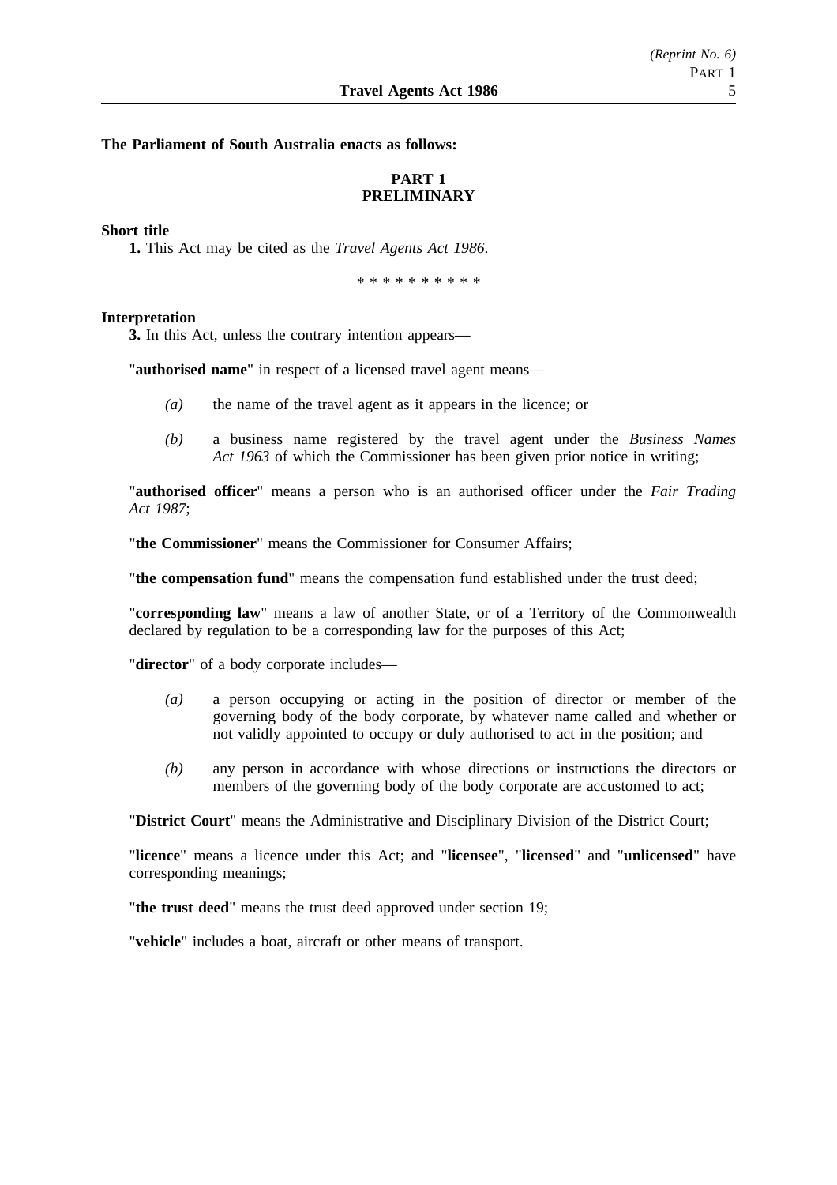**The Parliament of South Australia enacts as follows:**

## PART 1
## PRELIMINARY

**Short title**

**1.** This Act may be cited as the *Travel Agents Act 1986*.

\* \* \* \* \* \* \* \* \* \*

**Interpretation**

**3.** In this Act, unless the contrary intention appears—

"**authorised name**" in respect of a licensed travel agent means—

*(a)* the name of the travel agent as it appears in the licence; or

*(b)* a business name registered by the travel agent under the *Business Names Act 1963* of which the Commissioner has been given prior notice in writing;

"**authorised officer**" means a person who is an authorised officer under the *Fair Trading Act 1987*;

"**the Commissioner**" means the Commissioner for Consumer Affairs;

"**the compensation fund**" means the compensation fund established under the trust deed;

"**corresponding law**" means a law of another State, or of a Territory of the Commonwealth declared by regulation to be a corresponding law for the purposes of this Act;

"**director**" of a body corporate includes—

*(a)* a person occupying or acting in the position of director or member of the governing body of the body corporate, by whatever name called and whether or not validly appointed to occupy or duly authorised to act in the position; and

*(b)* any person in accordance with whose directions or instructions the directors or members of the governing body of the body corporate are accustomed to act;

"**District Court**" means the Administrative and Disciplinary Division of the District Court;

"**licence**" means a licence under this Act; and "**licensee**", "**licensed**" and "**unlicensed**" have corresponding meanings;

"**the trust deed**" means the trust deed approved under section 19;

"**vehicle**" includes a boat, aircraft or other means of transport.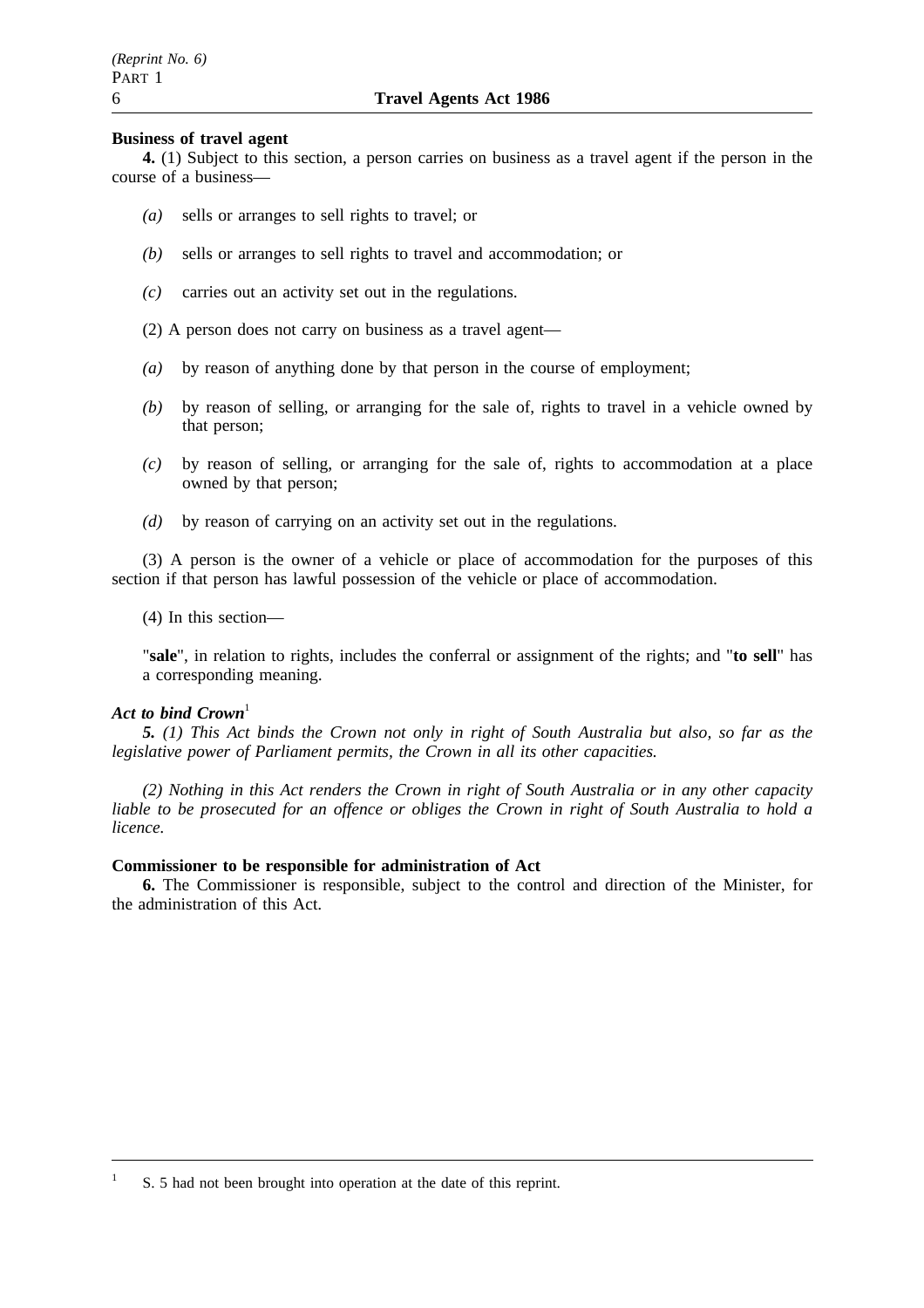**Business of travel agent**

**4.** (1) Subject to this section, a person carries on business as a travel agent if the person in the course of a business—

*(a)* sells or arranges to sell rights to travel; or

*(b)* sells or arranges to sell rights to travel and accommodation; or

*(c)* carries out an activity set out in the regulations.

(2) A person does not carry on business as a travel agent—

*(a)* by reason of anything done by that person in the course of employment;

*(b)* by reason of selling, or arranging for the sale of, rights to travel in a vehicle owned by that person;

*(c)* by reason of selling, or arranging for the sale of, rights to accommodation at a place owned by that person;

*(d)* by reason of carrying on an activity set out in the regulations.

(3) A person is the owner of a vehicle or place of accommodation for the purposes of this section if that person has lawful possession of the vehicle or place of accommodation.

(4) In this section—

"**sale**", in relation to rights, includes the conferral or assignment of the rights; and "**to sell**" has a corresponding meaning.

***Act to bind Crown***[1]

***5.*** *(1) This Act binds the Crown not only in right of South Australia but also, so far as the legislative power of Parliament permits, the Crown in all its other capacities.*

*(2) Nothing in this Act renders the Crown in right of South Australia or in any other capacity liable to be prosecuted for an offence or obliges the Crown in right of South Australia to hold a licence.*

**Commissioner to be responsible for administration of Act**

**6.** The Commissioner is responsible, subject to the control and direction of the Minister, for the administration of this Act.

---

[1] S. 5 had not been brought into operation at the date of this reprint.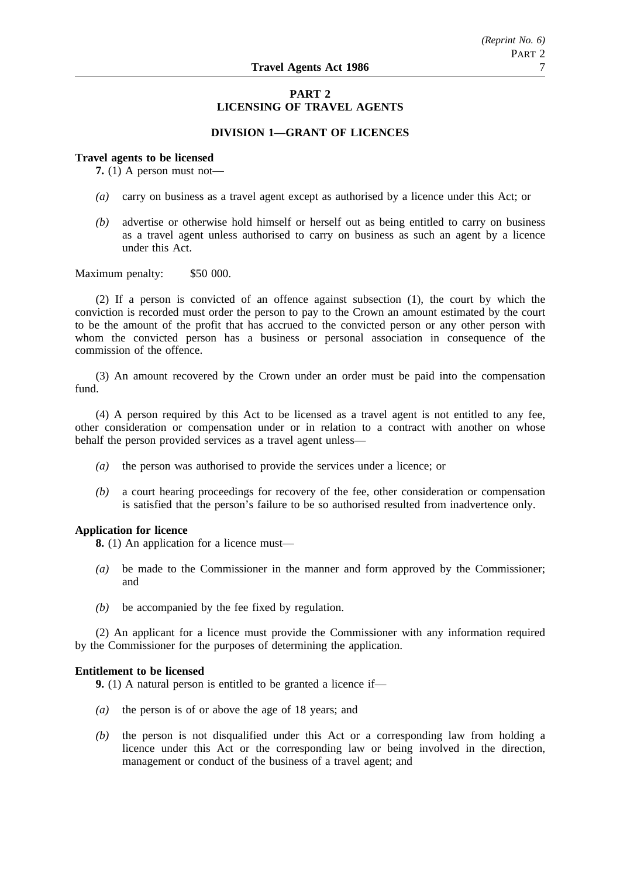## PART 2
## LICENSING OF TRAVEL AGENTS

### DIVISION 1—GRANT OF LICENCES

**Travel agents to be licensed**

**7.** (1) A person must not—

*(a)* carry on business as a travel agent except as authorised by a licence under this Act; or

*(b)* advertise or otherwise hold himself or herself out as being entitled to carry on business as a travel agent unless authorised to carry on business as such an agent by a licence under this Act.

Maximum penalty: $50 000.

(2) If a person is convicted of an offence against subsection (1), the court by which the conviction is recorded must order the person to pay to the Crown an amount estimated by the court to be the amount of the profit that has accrued to the convicted person or any other person with whom the convicted person has a business or personal association in consequence of the commission of the offence.

(3) An amount recovered by the Crown under an order must be paid into the compensation fund.

(4) A person required by this Act to be licensed as a travel agent is not entitled to any fee, other consideration or compensation under or in relation to a contract with another on whose behalf the person provided services as a travel agent unless—

*(a)* the person was authorised to provide the services under a licence; or

*(b)* a court hearing proceedings for recovery of the fee, other consideration or compensation is satisfied that the person's failure to be so authorised resulted from inadvertence only.

**Application for licence**

**8.** (1) An application for a licence must—

*(a)* be made to the Commissioner in the manner and form approved by the Commissioner; and

*(b)* be accompanied by the fee fixed by regulation.

(2) An applicant for a licence must provide the Commissioner with any information required by the Commissioner for the purposes of determining the application.

**Entitlement to be licensed**

**9.** (1) A natural person is entitled to be granted a licence if—

*(a)* the person is of or above the age of 18 years; and

*(b)* the person is not disqualified under this Act or a corresponding law from holding a licence under this Act or the corresponding law or being involved in the direction, management or conduct of the business of a travel agent; and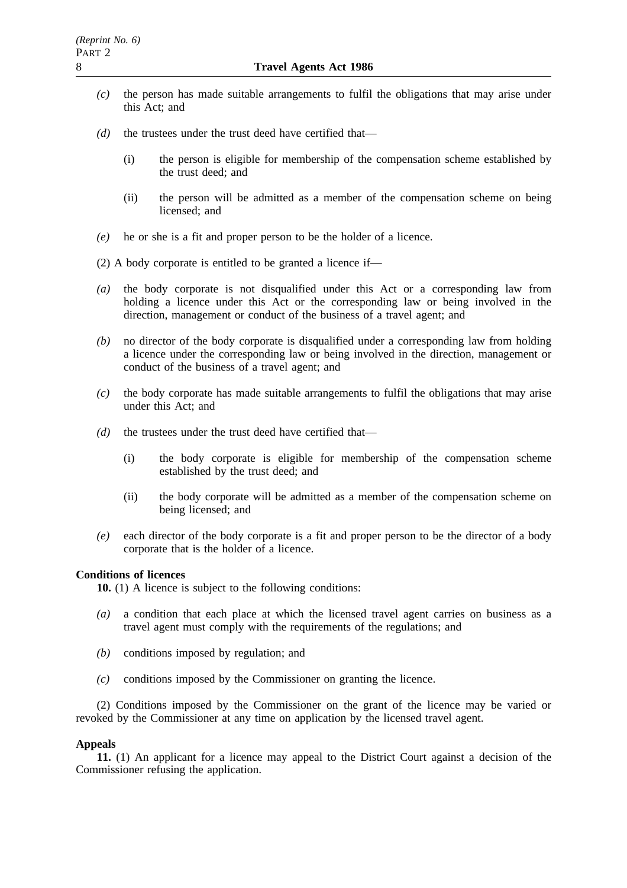*(c)* the person has made suitable arrangements to fulfil the obligations that may arise under this Act; and

*(d)* the trustees under the trust deed have certified that—

(i) the person is eligible for membership of the compensation scheme established by the trust deed; and

(ii) the person will be admitted as a member of the compensation scheme on being licensed; and

*(e)* he or she is a fit and proper person to be the holder of a licence.

(2) A body corporate is entitled to be granted a licence if—

*(a)* the body corporate is not disqualified under this Act or a corresponding law from holding a licence under this Act or the corresponding law or being involved in the direction, management or conduct of the business of a travel agent; and

*(b)* no director of the body corporate is disqualified under a corresponding law from holding a licence under the corresponding law or being involved in the direction, management or conduct of the business of a travel agent; and

*(c)* the body corporate has made suitable arrangements to fulfil the obligations that may arise under this Act; and

*(d)* the trustees under the trust deed have certified that—

(i) the body corporate is eligible for membership of the compensation scheme established by the trust deed; and

(ii) the body corporate will be admitted as a member of the compensation scheme on being licensed; and

*(e)* each director of the body corporate is a fit and proper person to be the director of a body corporate that is the holder of a licence.

**Conditions of licences**

**10.** (1) A licence is subject to the following conditions:

*(a)* a condition that each place at which the licensed travel agent carries on business as a travel agent must comply with the requirements of the regulations; and

*(b)* conditions imposed by regulation; and

*(c)* conditions imposed by the Commissioner on granting the licence.

(2) Conditions imposed by the Commissioner on the grant of the licence may be varied or revoked by the Commissioner at any time on application by the licensed travel agent.

**Appeals**

**11.** (1) An applicant for a licence may appeal to the District Court against a decision of the Commissioner refusing the application.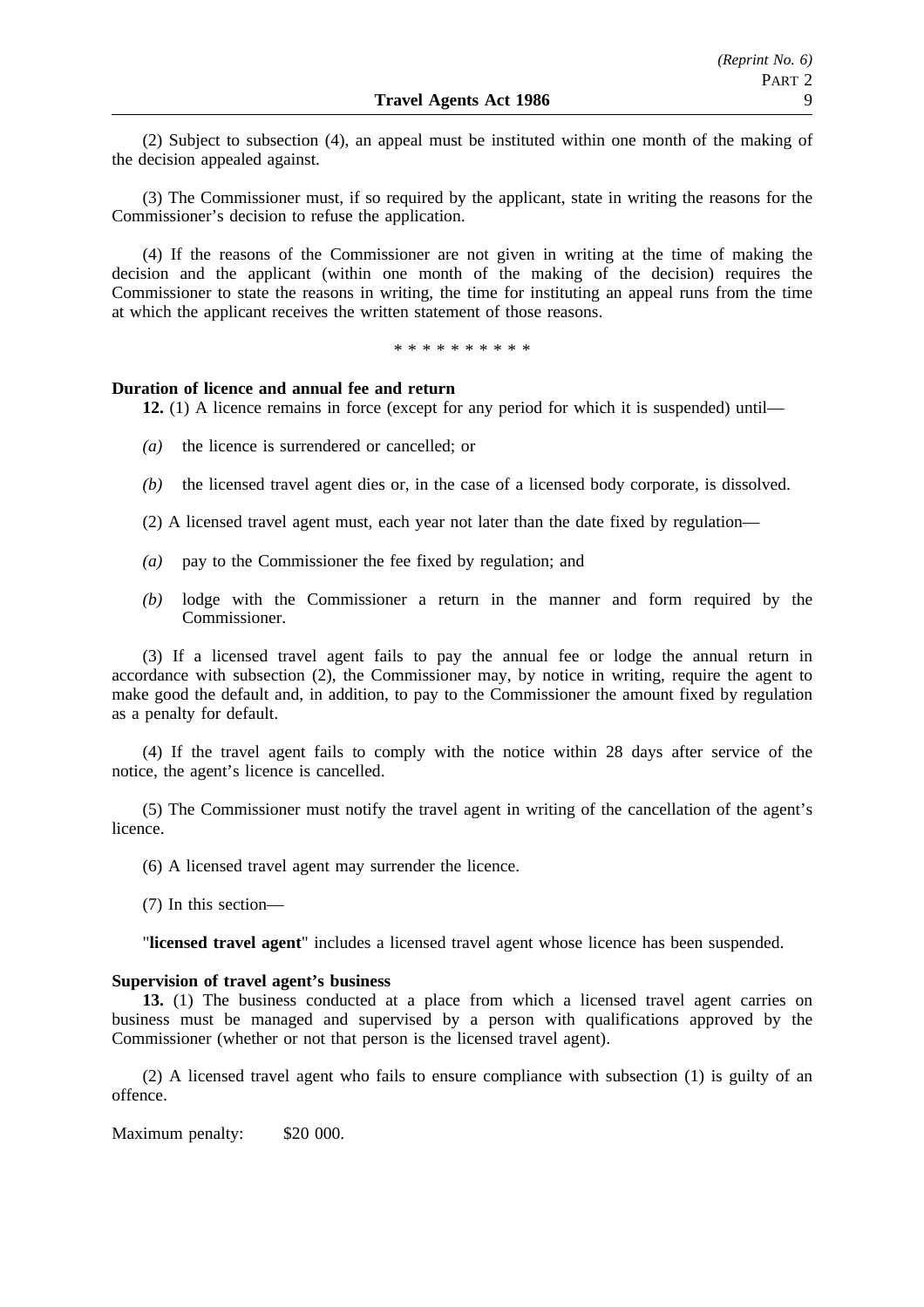(2) Subject to subsection (4), an appeal must be instituted within one month of the making of the decision appealed against.

(3) The Commissioner must, if so required by the applicant, state in writing the reasons for the Commissioner's decision to refuse the application.

(4) If the reasons of the Commissioner are not given in writing at the time of making the decision and the applicant (within one month of the making of the decision) requires the Commissioner to state the reasons in writing, the time for instituting an appeal runs from the time at which the applicant receives the written statement of those reasons.

\* \* \* \* \* \* \* \* \* \*

**Duration of licence and annual fee and return**

**12.** (1) A licence remains in force (except for any period for which it is suspended) until—

*(a)* the licence is surrendered or cancelled; or

*(b)* the licensed travel agent dies or, in the case of a licensed body corporate, is dissolved.

(2) A licensed travel agent must, each year not later than the date fixed by regulation—

*(a)* pay to the Commissioner the fee fixed by regulation; and

*(b)* lodge with the Commissioner a return in the manner and form required by the Commissioner.

(3) If a licensed travel agent fails to pay the annual fee or lodge the annual return in accordance with subsection (2), the Commissioner may, by notice in writing, require the agent to make good the default and, in addition, to pay to the Commissioner the amount fixed by regulation as a penalty for default.

(4) If the travel agent fails to comply with the notice within 28 days after service of the notice, the agent's licence is cancelled.

(5) The Commissioner must notify the travel agent in writing of the cancellation of the agent's licence.

(6) A licensed travel agent may surrender the licence.

(7) In this section—

"**licensed travel agent**" includes a licensed travel agent whose licence has been suspended.

**Supervision of travel agent's business**

**13.** (1) The business conducted at a place from which a licensed travel agent carries on business must be managed and supervised by a person with qualifications approved by the Commissioner (whether or not that person is the licensed travel agent).

(2) A licensed travel agent who fails to ensure compliance with subsection (1) is guilty of an offence.

Maximum penalty: $20 000.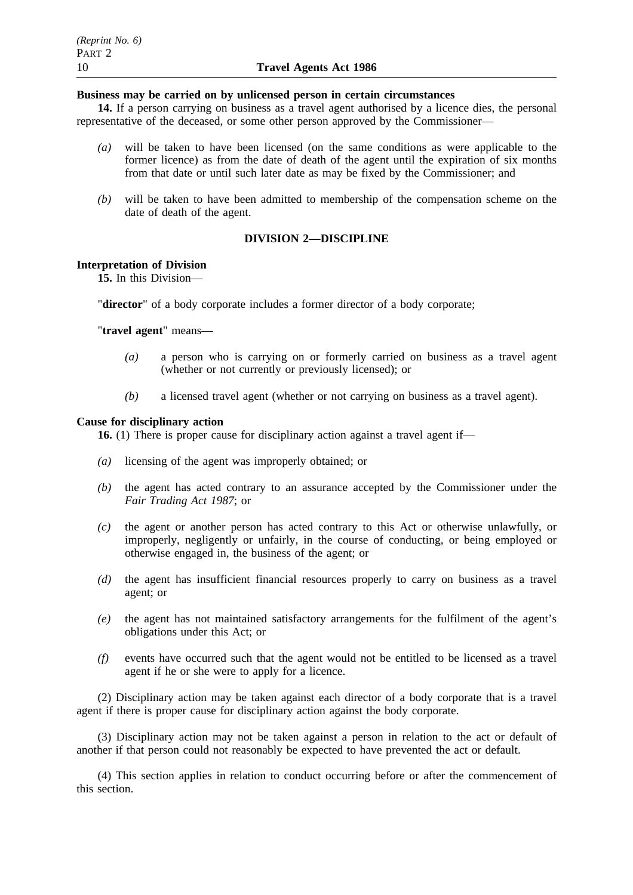**Business may be carried on by unlicensed person in certain circumstances**

**14.** If a person carrying on business as a travel agent authorised by a licence dies, the personal representative of the deceased, or some other person approved by the Commissioner—

*(a)* will be taken to have been licensed (on the same conditions as were applicable to the former licence) as from the date of death of the agent until the expiration of six months from that date or until such later date as may be fixed by the Commissioner; and

*(b)* will be taken to have been admitted to membership of the compensation scheme on the date of death of the agent.

## DIVISION 2—DISCIPLINE

**Interpretation of Division**

**15.** In this Division—

"**director**" of a body corporate includes a former director of a body corporate;

"**travel agent**" means—

*(a)* a person who is carrying on or formerly carried on business as a travel agent (whether or not currently or previously licensed); or

*(b)* a licensed travel agent (whether or not carrying on business as a travel agent).

**Cause for disciplinary action**

**16.** (1) There is proper cause for disciplinary action against a travel agent if—

*(a)* licensing of the agent was improperly obtained; or

*(b)* the agent has acted contrary to an assurance accepted by the Commissioner under the *Fair Trading Act 1987*; or

*(c)* the agent or another person has acted contrary to this Act or otherwise unlawfully, or improperly, negligently or unfairly, in the course of conducting, or being employed or otherwise engaged in, the business of the agent; or

*(d)* the agent has insufficient financial resources properly to carry on business as a travel agent; or

*(e)* the agent has not maintained satisfactory arrangements for the fulfilment of the agent's obligations under this Act; or

*(f)* events have occurred such that the agent would not be entitled to be licensed as a travel agent if he or she were to apply for a licence.

(2) Disciplinary action may be taken against each director of a body corporate that is a travel agent if there is proper cause for disciplinary action against the body corporate.

(3) Disciplinary action may not be taken against a person in relation to the act or default of another if that person could not reasonably be expected to have prevented the act or default.

(4) This section applies in relation to conduct occurring before or after the commencement of this section.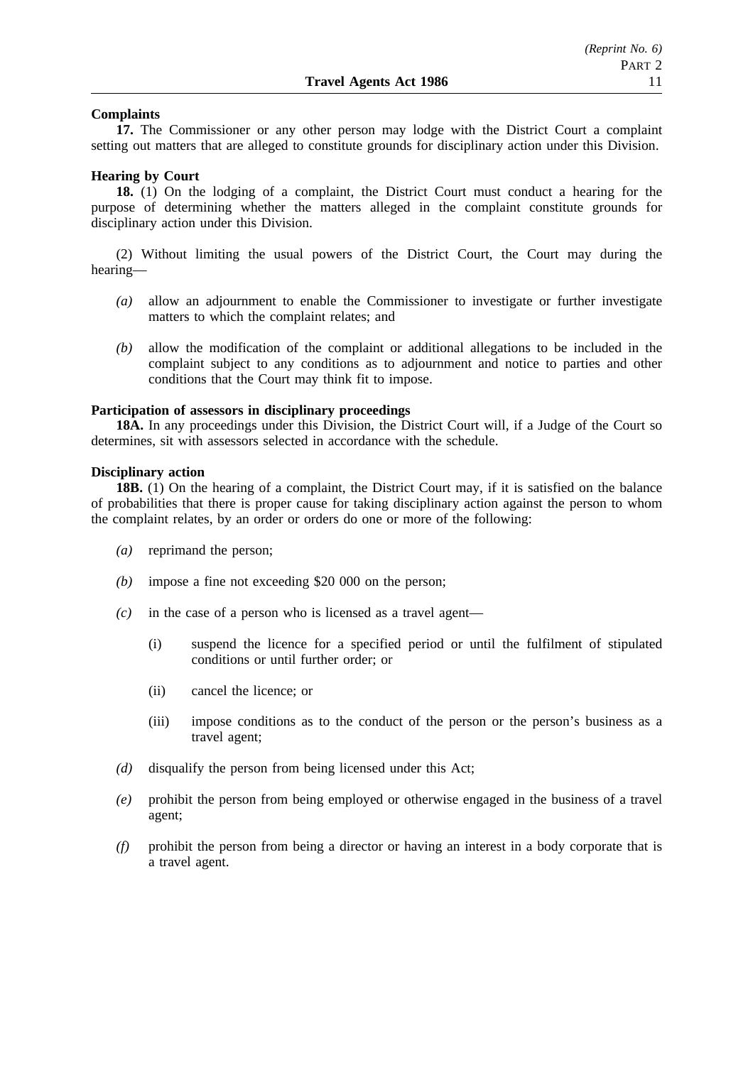**Complaints**

**17.** The Commissioner or any other person may lodge with the District Court a complaint setting out matters that are alleged to constitute grounds for disciplinary action under this Division.

**Hearing by Court**

**18.** (1) On the lodging of a complaint, the District Court must conduct a hearing for the purpose of determining whether the matters alleged in the complaint constitute grounds for disciplinary action under this Division.

(2) Without limiting the usual powers of the District Court, the Court may during the hearing—

- *(a)* allow an adjournment to enable the Commissioner to investigate or further investigate matters to which the complaint relates; and
- *(b)* allow the modification of the complaint or additional allegations to be included in the complaint subject to any conditions as to adjournment and notice to parties and other conditions that the Court may think fit to impose.

**Participation of assessors in disciplinary proceedings**

**18A.** In any proceedings under this Division, the District Court will, if a Judge of the Court so determines, sit with assessors selected in accordance with the schedule.

**Disciplinary action**

**18B.** (1) On the hearing of a complaint, the District Court may, if it is satisfied on the balance of probabilities that there is proper cause for taking disciplinary action against the person to whom the complaint relates, by an order or orders do one or more of the following:

- *(a)* reprimand the person;
- *(b)* impose a fine not exceeding $20 000 on the person;
- *(c)* in the case of a person who is licensed as a travel agent—
  - (i) suspend the licence for a specified period or until the fulfilment of stipulated conditions or until further order; or
  - (ii) cancel the licence; or
  - (iii) impose conditions as to the conduct of the person or the person's business as a travel agent;
- *(d)* disqualify the person from being licensed under this Act;
- *(e)* prohibit the person from being employed or otherwise engaged in the business of a travel agent;
- *(f)* prohibit the person from being a director or having an interest in a body corporate that is a travel agent.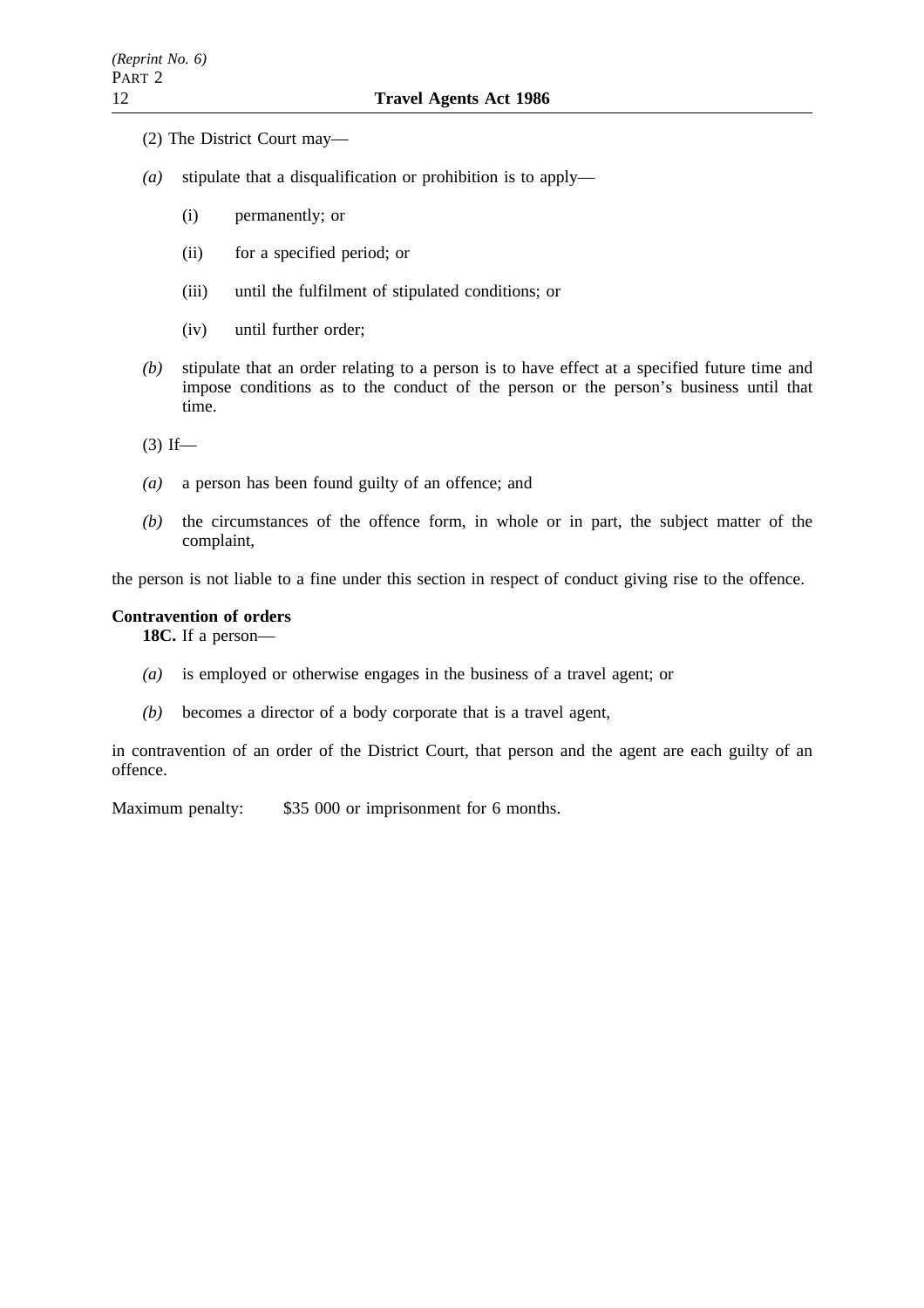(2) The District Court may—

*(a)* stipulate that a disqualification or prohibition is to apply—

(i) permanently; or

(ii) for a specified period; or

(iii) until the fulfilment of stipulated conditions; or

(iv) until further order;

*(b)* stipulate that an order relating to a person is to have effect at a specified future time and impose conditions as to the conduct of the person or the person's business until that time.

(3) If—

*(a)* a person has been found guilty of an offence; and

*(b)* the circumstances of the offence form, in whole or in part, the subject matter of the complaint,

the person is not liable to a fine under this section in respect of conduct giving rise to the offence.

**Contravention of orders**

**18C.** If a person—

*(a)* is employed or otherwise engages in the business of a travel agent; or

*(b)* becomes a director of a body corporate that is a travel agent,

in contravention of an order of the District Court, that person and the agent are each guilty of an offence.

Maximum penalty: $35 000 or imprisonment for 6 months.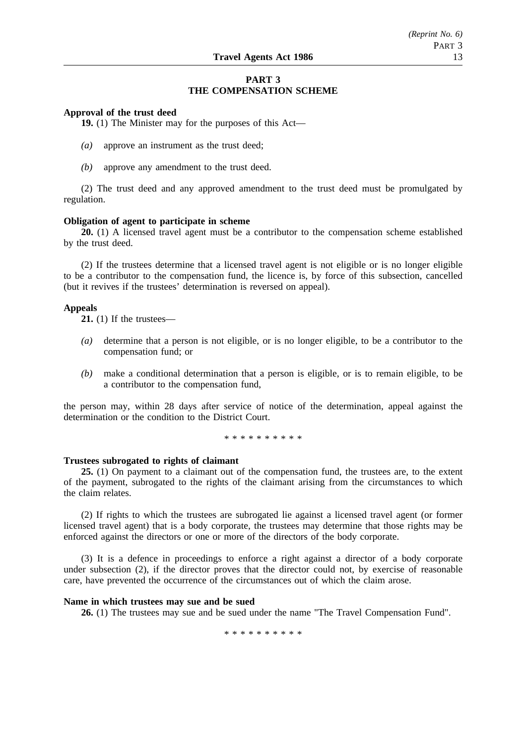## PART 3
## THE COMPENSATION SCHEME

**Approval of the trust deed**

**19.** (1) The Minister may for the purposes of this Act—

*(a)* approve an instrument as the trust deed;

*(b)* approve any amendment to the trust deed.

(2) The trust deed and any approved amendment to the trust deed must be promulgated by regulation.

**Obligation of agent to participate in scheme**

**20.** (1) A licensed travel agent must be a contributor to the compensation scheme established by the trust deed.

(2) If the trustees determine that a licensed travel agent is not eligible or is no longer eligible to be a contributor to the compensation fund, the licence is, by force of this subsection, cancelled (but it revives if the trustees' determination is reversed on appeal).

**Appeals**

**21.** (1) If the trustees—

*(a)* determine that a person is not eligible, or is no longer eligible, to be a contributor to the compensation fund; or

*(b)* make a conditional determination that a person is eligible, or is to remain eligible, to be a contributor to the compensation fund,

the person may, within 28 days after service of notice of the determination, appeal against the determination or the condition to the District Court.

\* \* \* \* \* \* \* \* \* \*

**Trustees subrogated to rights of claimant**

**25.** (1) On payment to a claimant out of the compensation fund, the trustees are, to the extent of the payment, subrogated to the rights of the claimant arising from the circumstances to which the claim relates.

(2) If rights to which the trustees are subrogated lie against a licensed travel agent (or former licensed travel agent) that is a body corporate, the trustees may determine that those rights may be enforced against the directors or one or more of the directors of the body corporate.

(3) It is a defence in proceedings to enforce a right against a director of a body corporate under subsection (2), if the director proves that the director could not, by exercise of reasonable care, have prevented the occurrence of the circumstances out of which the claim arose.

**Name in which trustees may sue and be sued**

**26.** (1) The trustees may sue and be sued under the name "The Travel Compensation Fund".

\* \* \* \* \* \* \* \* \* \*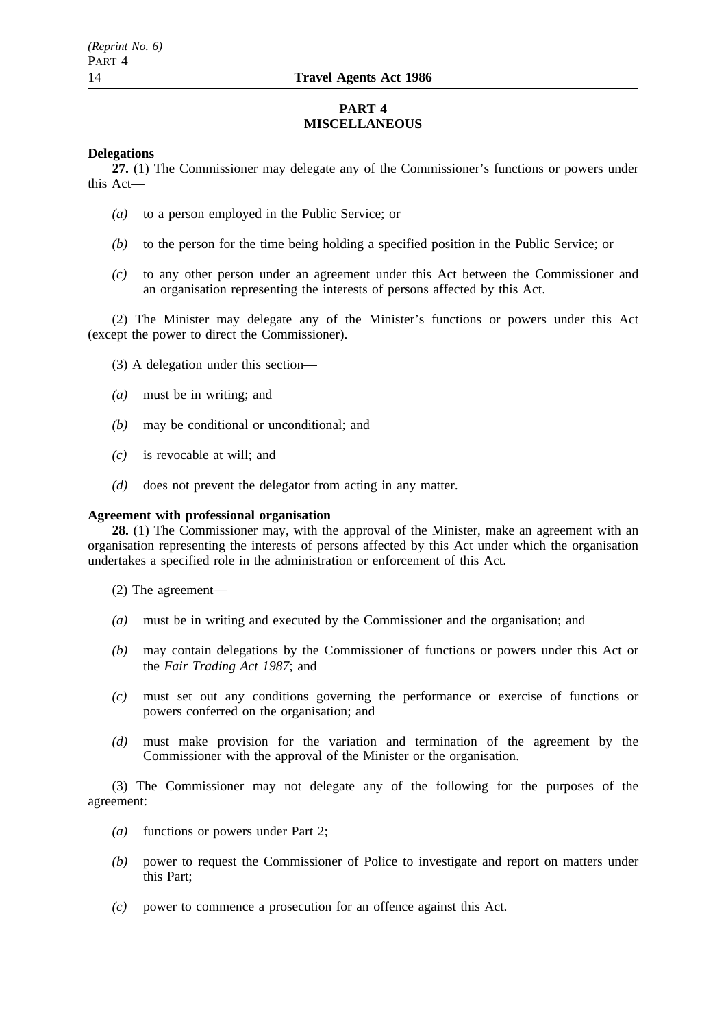## PART 4
## MISCELLANEOUS

**Delegations**

**27.** (1) The Commissioner may delegate any of the Commissioner's functions or powers under this Act—

*(a)* to a person employed in the Public Service; or

*(b)* to the person for the time being holding a specified position in the Public Service; or

*(c)* to any other person under an agreement under this Act between the Commissioner and an organisation representing the interests of persons affected by this Act.

(2) The Minister may delegate any of the Minister's functions or powers under this Act (except the power to direct the Commissioner).

(3) A delegation under this section—

*(a)* must be in writing; and

*(b)* may be conditional or unconditional; and

*(c)* is revocable at will; and

*(d)* does not prevent the delegator from acting in any matter.

**Agreement with professional organisation**

**28.** (1) The Commissioner may, with the approval of the Minister, make an agreement with an organisation representing the interests of persons affected by this Act under which the organisation undertakes a specified role in the administration or enforcement of this Act.

(2) The agreement—

*(a)* must be in writing and executed by the Commissioner and the organisation; and

*(b)* may contain delegations by the Commissioner of functions or powers under this Act or the *Fair Trading Act 1987*; and

*(c)* must set out any conditions governing the performance or exercise of functions or powers conferred on the organisation; and

*(d)* must make provision for the variation and termination of the agreement by the Commissioner with the approval of the Minister or the organisation.

(3) The Commissioner may not delegate any of the following for the purposes of the agreement:

*(a)* functions or powers under Part 2;

*(b)* power to request the Commissioner of Police to investigate and report on matters under this Part;

*(c)* power to commence a prosecution for an offence against this Act.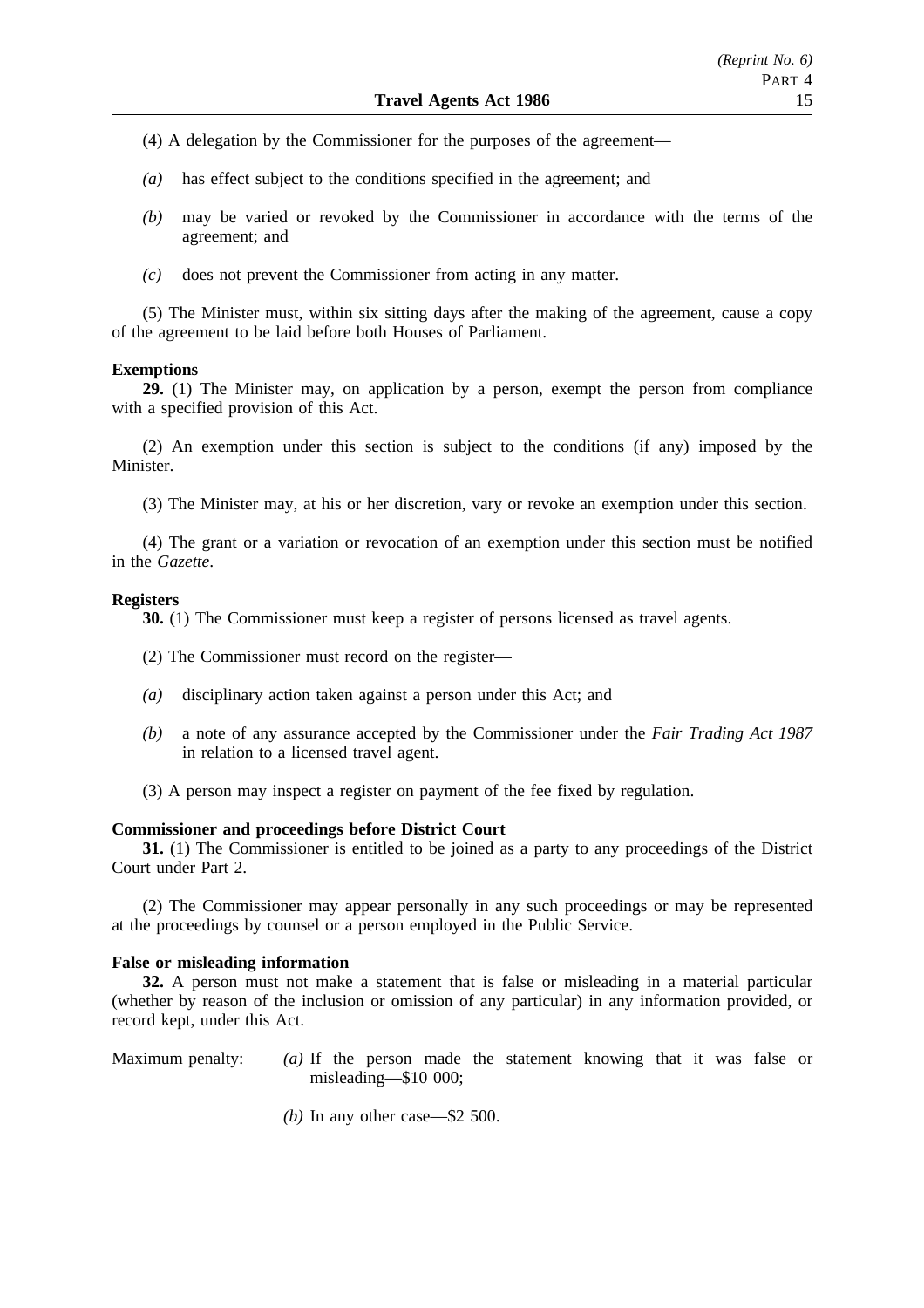(4) A delegation by the Commissioner for the purposes of the agreement—

*(a)* has effect subject to the conditions specified in the agreement; and

*(b)* may be varied or revoked by the Commissioner in accordance with the terms of the agreement; and

*(c)* does not prevent the Commissioner from acting in any matter.

(5) The Minister must, within six sitting days after the making of the agreement, cause a copy of the agreement to be laid before both Houses of Parliament.

**Exemptions**

**29.** (1) The Minister may, on application by a person, exempt the person from compliance with a specified provision of this Act.

(2) An exemption under this section is subject to the conditions (if any) imposed by the Minister.

(3) The Minister may, at his or her discretion, vary or revoke an exemption under this section.

(4) The grant or a variation or revocation of an exemption under this section must be notified in the *Gazette*.

**Registers**

**30.** (1) The Commissioner must keep a register of persons licensed as travel agents.

(2) The Commissioner must record on the register—

*(a)* disciplinary action taken against a person under this Act; and

*(b)* a note of any assurance accepted by the Commissioner under the *Fair Trading Act 1987* in relation to a licensed travel agent.

(3) A person may inspect a register on payment of the fee fixed by regulation.

**Commissioner and proceedings before District Court**

**31.** (1) The Commissioner is entitled to be joined as a party to any proceedings of the District Court under Part 2.

(2) The Commissioner may appear personally in any such proceedings or may be represented at the proceedings by counsel or a person employed in the Public Service.

**False or misleading information**

**32.** A person must not make a statement that is false or misleading in a material particular (whether by reason of the inclusion or omission of any particular) in any information provided, or record kept, under this Act.

Maximum penalty: *(a)* If the person made the statement knowing that it was false or misleading—$10 000;

*(b)* In any other case—$2 500.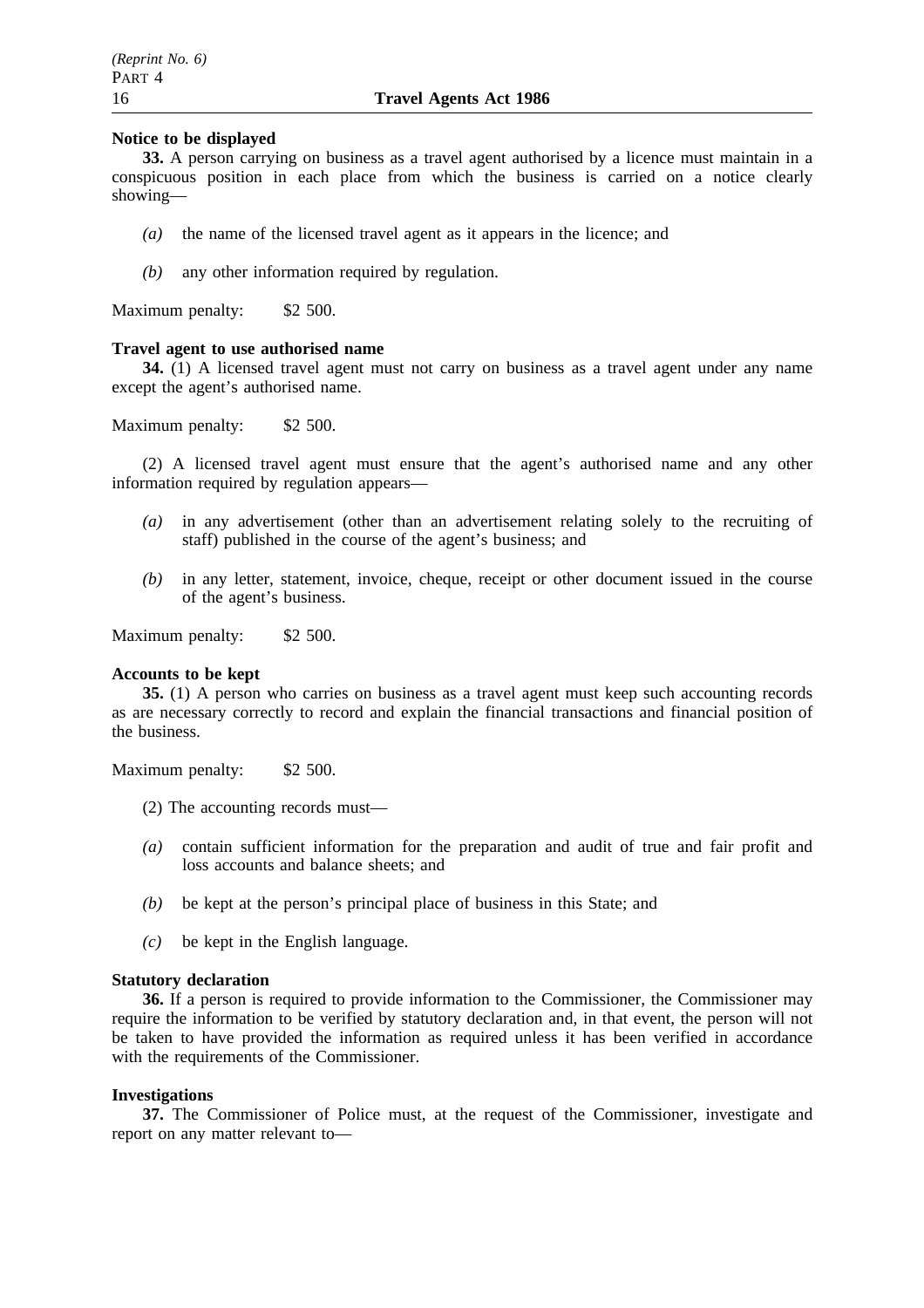**Notice to be displayed**

**33.** A person carrying on business as a travel agent authorised by a licence must maintain in a conspicuous position in each place from which the business is carried on a notice clearly showing—

*(a)* the name of the licensed travel agent as it appears in the licence; and

*(b)* any other information required by regulation.

Maximum penalty: $2 500.

**Travel agent to use authorised name**

**34.** (1) A licensed travel agent must not carry on business as a travel agent under any name except the agent's authorised name.

Maximum penalty: $2 500.

(2) A licensed travel agent must ensure that the agent's authorised name and any other information required by regulation appears—

*(a)* in any advertisement (other than an advertisement relating solely to the recruiting of staff) published in the course of the agent's business; and

*(b)* in any letter, statement, invoice, cheque, receipt or other document issued in the course of the agent's business.

Maximum penalty: $2 500.

**Accounts to be kept**

**35.** (1) A person who carries on business as a travel agent must keep such accounting records as are necessary correctly to record and explain the financial transactions and financial position of the business.

Maximum penalty: $2 500.

(2) The accounting records must—

*(a)* contain sufficient information for the preparation and audit of true and fair profit and loss accounts and balance sheets; and

*(b)* be kept at the person's principal place of business in this State; and

*(c)* be kept in the English language.

**Statutory declaration**

**36.** If a person is required to provide information to the Commissioner, the Commissioner may require the information to be verified by statutory declaration and, in that event, the person will not be taken to have provided the information as required unless it has been verified in accordance with the requirements of the Commissioner.

**Investigations**

**37.** The Commissioner of Police must, at the request of the Commissioner, investigate and report on any matter relevant to—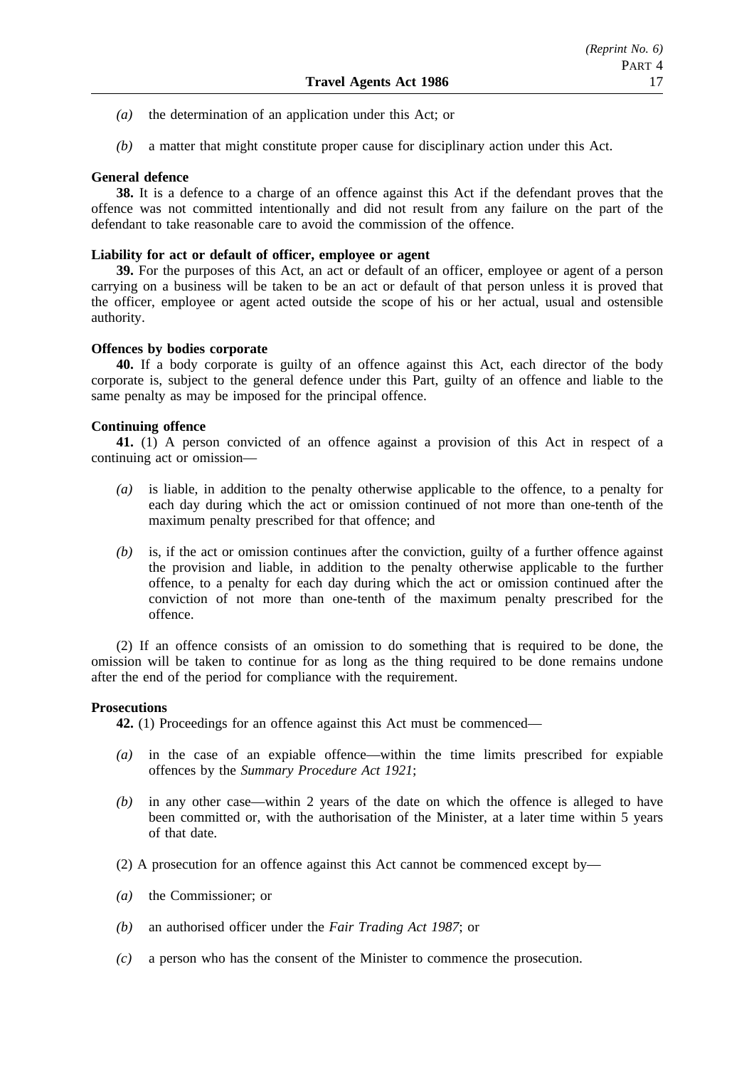*(a)* the determination of an application under this Act; or

*(b)* a matter that might constitute proper cause for disciplinary action under this Act.

**General defence**

**38.** It is a defence to a charge of an offence against this Act if the defendant proves that the offence was not committed intentionally and did not result from any failure on the part of the defendant to take reasonable care to avoid the commission of the offence.

**Liability for act or default of officer, employee or agent**

**39.** For the purposes of this Act, an act or default of an officer, employee or agent of a person carrying on a business will be taken to be an act or default of that person unless it is proved that the officer, employee or agent acted outside the scope of his or her actual, usual and ostensible authority.

**Offences by bodies corporate**

**40.** If a body corporate is guilty of an offence against this Act, each director of the body corporate is, subject to the general defence under this Part, guilty of an offence and liable to the same penalty as may be imposed for the principal offence.

**Continuing offence**

**41.** (1) A person convicted of an offence against a provision of this Act in respect of a continuing act or omission—

*(a)* is liable, in addition to the penalty otherwise applicable to the offence, to a penalty for each day during which the act or omission continued of not more than one-tenth of the maximum penalty prescribed for that offence; and

*(b)* is, if the act or omission continues after the conviction, guilty of a further offence against the provision and liable, in addition to the penalty otherwise applicable to the further offence, to a penalty for each day during which the act or omission continued after the conviction of not more than one-tenth of the maximum penalty prescribed for the offence.

(2) If an offence consists of an omission to do something that is required to be done, the omission will be taken to continue for as long as the thing required to be done remains undone after the end of the period for compliance with the requirement.

**Prosecutions**

**42.** (1) Proceedings for an offence against this Act must be commenced—

*(a)* in the case of an expiable offence—within the time limits prescribed for expiable offences by the *Summary Procedure Act 1921*;

*(b)* in any other case—within 2 years of the date on which the offence is alleged to have been committed or, with the authorisation of the Minister, at a later time within 5 years of that date.

(2) A prosecution for an offence against this Act cannot be commenced except by—

*(a)* the Commissioner; or

*(b)* an authorised officer under the *Fair Trading Act 1987*; or

*(c)* a person who has the consent of the Minister to commence the prosecution.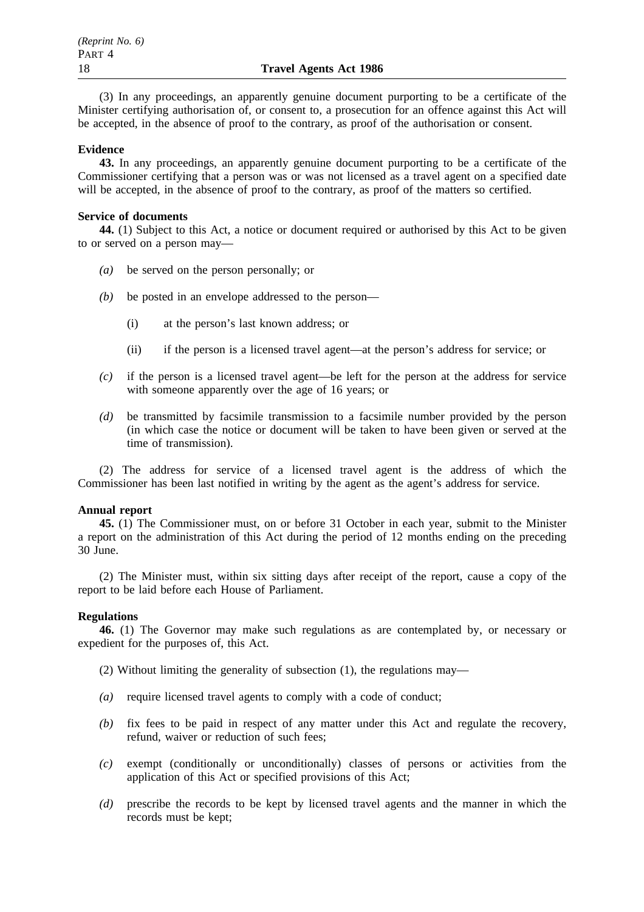(3) In any proceedings, an apparently genuine document purporting to be a certificate of the Minister certifying authorisation of, or consent to, a prosecution for an offence against this Act will be accepted, in the absence of proof to the contrary, as proof of the authorisation or consent.

**Evidence**

**43.** In any proceedings, an apparently genuine document purporting to be a certificate of the Commissioner certifying that a person was or was not licensed as a travel agent on a specified date will be accepted, in the absence of proof to the contrary, as proof of the matters so certified.

**Service of documents**

**44.** (1) Subject to this Act, a notice or document required or authorised by this Act to be given to or served on a person may—

*(a)* be served on the person personally; or

*(b)* be posted in an envelope addressed to the person—

(i) at the person's last known address; or

(ii) if the person is a licensed travel agent—at the person's address for service; or

*(c)* if the person is a licensed travel agent—be left for the person at the address for service with someone apparently over the age of 16 years; or

*(d)* be transmitted by facsimile transmission to a facsimile number provided by the person (in which case the notice or document will be taken to have been given or served at the time of transmission).

(2) The address for service of a licensed travel agent is the address of which the Commissioner has been last notified in writing by the agent as the agent's address for service.

**Annual report**

**45.** (1) The Commissioner must, on or before 31 October in each year, submit to the Minister a report on the administration of this Act during the period of 12 months ending on the preceding 30 June.

(2) The Minister must, within six sitting days after receipt of the report, cause a copy of the report to be laid before each House of Parliament.

**Regulations**

**46.** (1) The Governor may make such regulations as are contemplated by, or necessary or expedient for the purposes of, this Act.

(2) Without limiting the generality of subsection (1), the regulations may—

*(a)* require licensed travel agents to comply with a code of conduct;

*(b)* fix fees to be paid in respect of any matter under this Act and regulate the recovery, refund, waiver or reduction of such fees;

*(c)* exempt (conditionally or unconditionally) classes of persons or activities from the application of this Act or specified provisions of this Act;

*(d)* prescribe the records to be kept by licensed travel agents and the manner in which the records must be kept;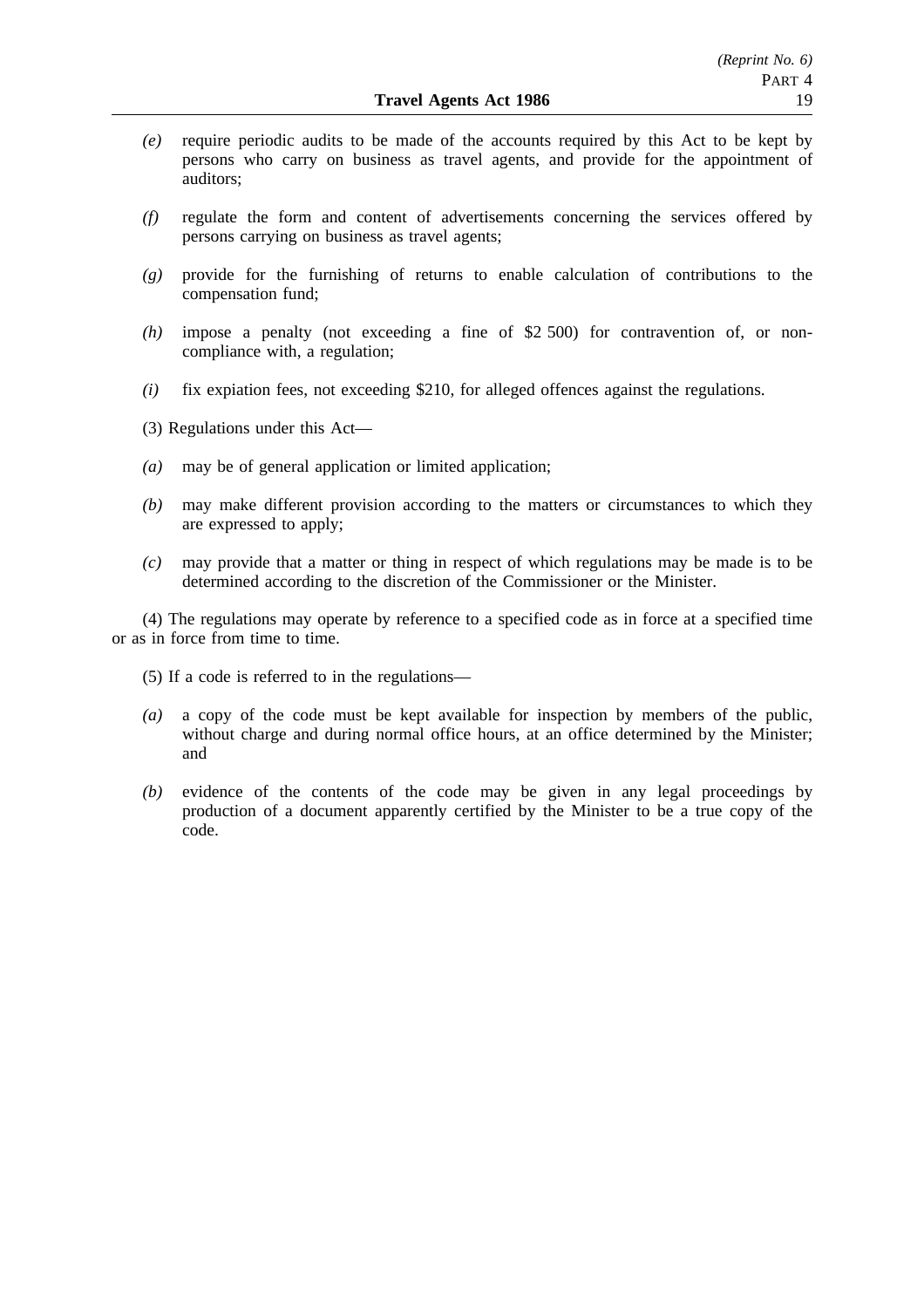*(e)* require periodic audits to be made of the accounts required by this Act to be kept by persons who carry on business as travel agents, and provide for the appointment of auditors;

*(f)* regulate the form and content of advertisements concerning the services offered by persons carrying on business as travel agents;

*(g)* provide for the furnishing of returns to enable calculation of contributions to the compensation fund;

*(h)* impose a penalty (not exceeding a fine of $2 500) for contravention of, or non-compliance with, a regulation;

*(i)* fix expiation fees, not exceeding $210, for alleged offences against the regulations.

(3) Regulations under this Act—

*(a)* may be of general application or limited application;

*(b)* may make different provision according to the matters or circumstances to which they are expressed to apply;

*(c)* may provide that a matter or thing in respect of which regulations may be made is to be determined according to the discretion of the Commissioner or the Minister.

(4) The regulations may operate by reference to a specified code as in force at a specified time or as in force from time to time.

(5) If a code is referred to in the regulations—

*(a)* a copy of the code must be kept available for inspection by members of the public, without charge and during normal office hours, at an office determined by the Minister; and

*(b)* evidence of the contents of the code may be given in any legal proceedings by production of a document apparently certified by the Minister to be a true copy of the code.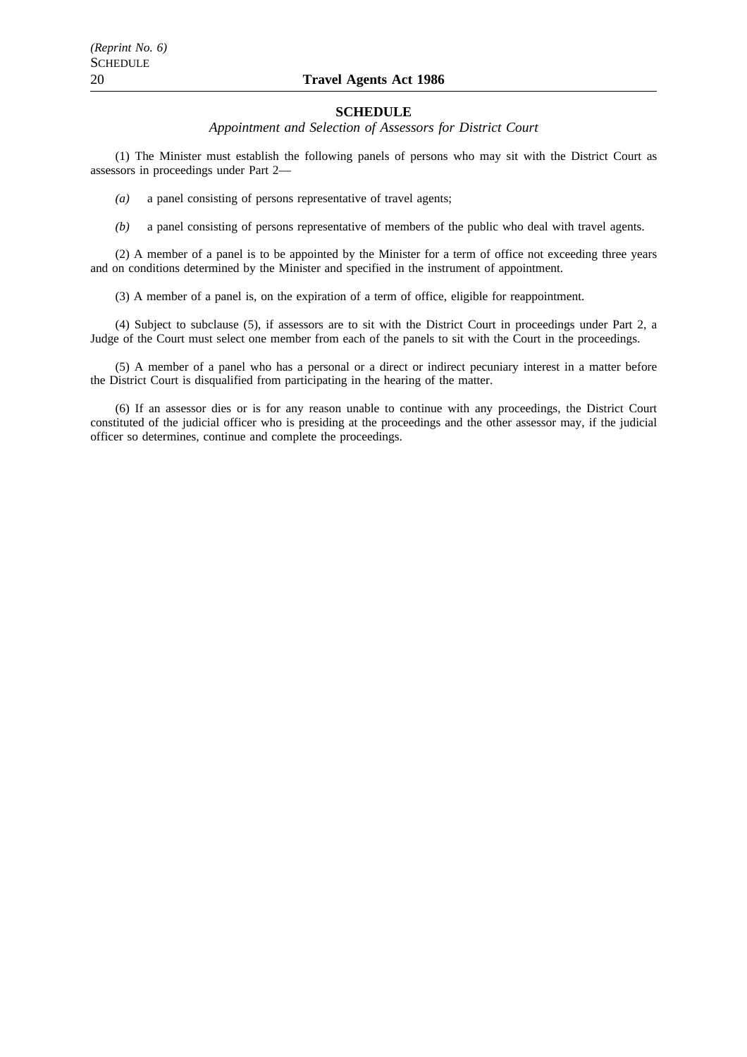## SCHEDULE

*Appointment and Selection of Assessors for District Court*

(1) The Minister must establish the following panels of persons who may sit with the District Court as assessors in proceedings under Part 2—

*(a)* a panel consisting of persons representative of travel agents;

*(b)* a panel consisting of persons representative of members of the public who deal with travel agents.

(2) A member of a panel is to be appointed by the Minister for a term of office not exceeding three years and on conditions determined by the Minister and specified in the instrument of appointment.

(3) A member of a panel is, on the expiration of a term of office, eligible for reappointment.

(4) Subject to subclause (5), if assessors are to sit with the District Court in proceedings under Part 2, a Judge of the Court must select one member from each of the panels to sit with the Court in the proceedings.

(5) A member of a panel who has a personal or a direct or indirect pecuniary interest in a matter before the District Court is disqualified from participating in the hearing of the matter.

(6) If an assessor dies or is for any reason unable to continue with any proceedings, the District Court constituted of the judicial officer who is presiding at the proceedings and the other assessor may, if the judicial officer so determines, continue and complete the proceedings.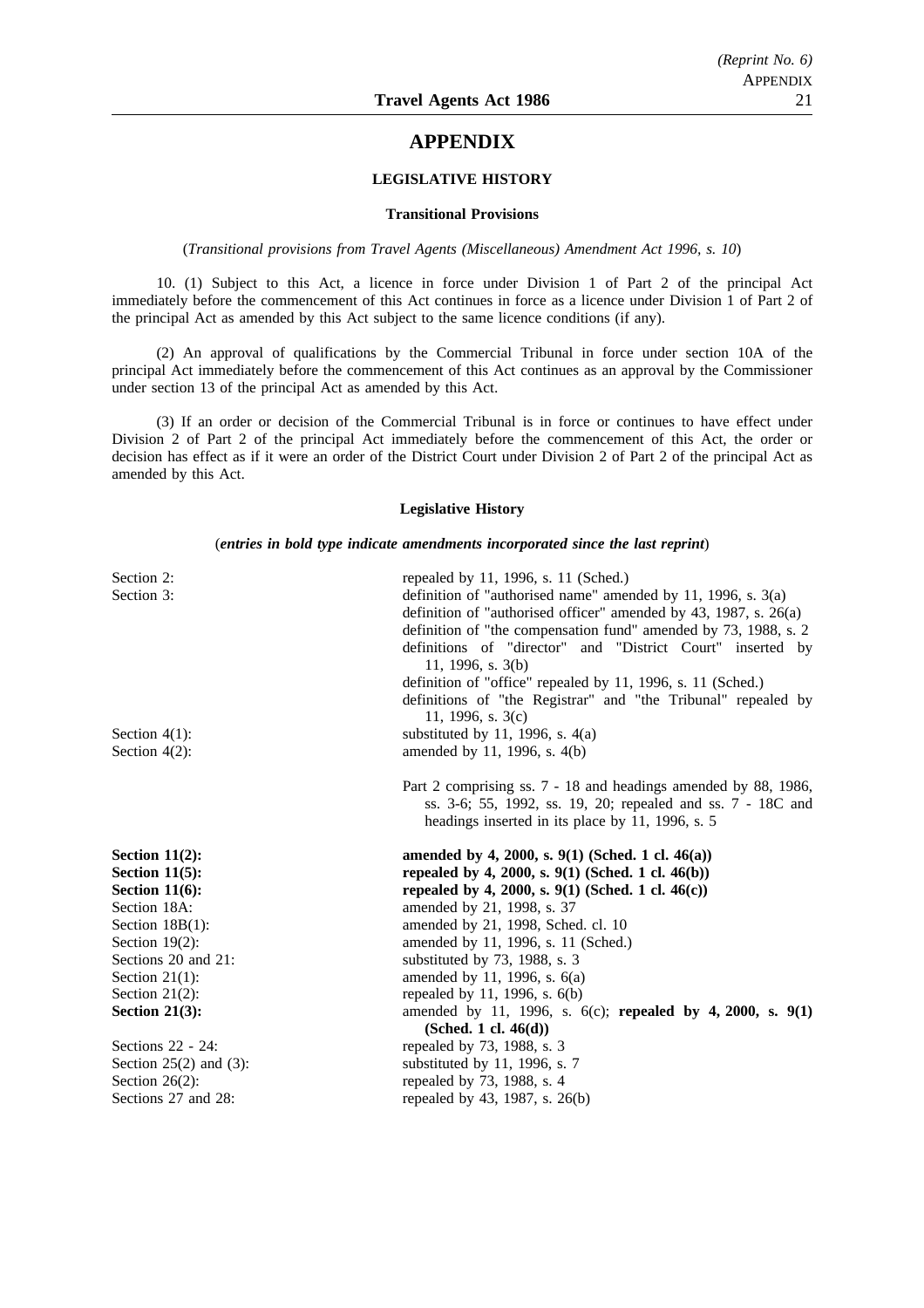# APPENDIX

## LEGISLATIVE HISTORY

### Transitional Provisions

(*Transitional provisions from Travel Agents (Miscellaneous) Amendment Act 1996, s. 10*)

10. (1) Subject to this Act, a licence in force under Division 1 of Part 2 of the principal Act immediately before the commencement of this Act continues in force as a licence under Division 1 of Part 2 of the principal Act as amended by this Act subject to the same licence conditions (if any).

(2) An approval of qualifications by the Commercial Tribunal in force under section 10A of the principal Act immediately before the commencement of this Act continues as an approval by the Commissioner under section 13 of the principal Act as amended by this Act.

(3) If an order or decision of the Commercial Tribunal is in force or continues to have effect under Division 2 of Part 2 of the principal Act immediately before the commencement of this Act, the order or decision has effect as if it were an order of the District Court under Division 2 of Part 2 of the principal Act as amended by this Act.

### Legislative History

(***entries in bold type indicate amendments incorporated since the last reprint***)

| | |
|---|---|
| Section 2: | repealed by 11, 1996, s. 11 (Sched.) |
| Section 3: | definition of "authorised name" amended by 11, 1996, s. 3(a)<br>definition of "authorised officer" amended by 43, 1987, s. 26(a)<br>definition of "the compensation fund" amended by 73, 1988, s. 2<br>definitions of "director" and "District Court" inserted by 11, 1996, s. 3(b)<br>definition of "office" repealed by 11, 1996, s. 11 (Sched.)<br>definitions of "the Registrar" and "the Tribunal" repealed by 11, 1996, s. 3(c) |
| Section 4(1): | substituted by 11, 1996, s. 4(a) |
| Section 4(2): | amended by 11, 1996, s. 4(b) |
| | Part 2 comprising ss. 7 - 18 and headings amended by 88, 1986, ss. 3-6; 55, 1992, ss. 19, 20; repealed and ss. 7 - 18C and headings inserted in its place by 11, 1996, s. 5 |
| **Section 11(2):** | **amended by 4, 2000, s. 9(1) (Sched. 1 cl. 46(a))** |
| **Section 11(5):** | **repealed by 4, 2000, s. 9(1) (Sched. 1 cl. 46(b))** |
| **Section 11(6):** | **repealed by 4, 2000, s. 9(1) (Sched. 1 cl. 46(c))** |
| Section 18A: | amended by 21, 1998, s. 37 |
| Section 18B(1): | amended by 21, 1998, Sched. cl. 10 |
| Section 19(2): | amended by 11, 1996, s. 11 (Sched.) |
| Sections 20 and 21: | substituted by 73, 1988, s. 3 |
| Section 21(1): | amended by 11, 1996, s. 6(a) |
| Section 21(2): | repealed by 11, 1996, s. 6(b) |
| **Section 21(3):** | amended by 11, 1996, s. 6(c); **repealed by 4, 2000, s. 9(1) (Sched. 1 cl. 46(d))** |
| Sections 22 - 24: | repealed by 73, 1988, s. 3 |
| Section 25(2) and (3): | substituted by 11, 1996, s. 7 |
| Section 26(2): | repealed by 73, 1988, s. 4 |
| Sections 27 and 28: | repealed by 43, 1987, s. 26(b) |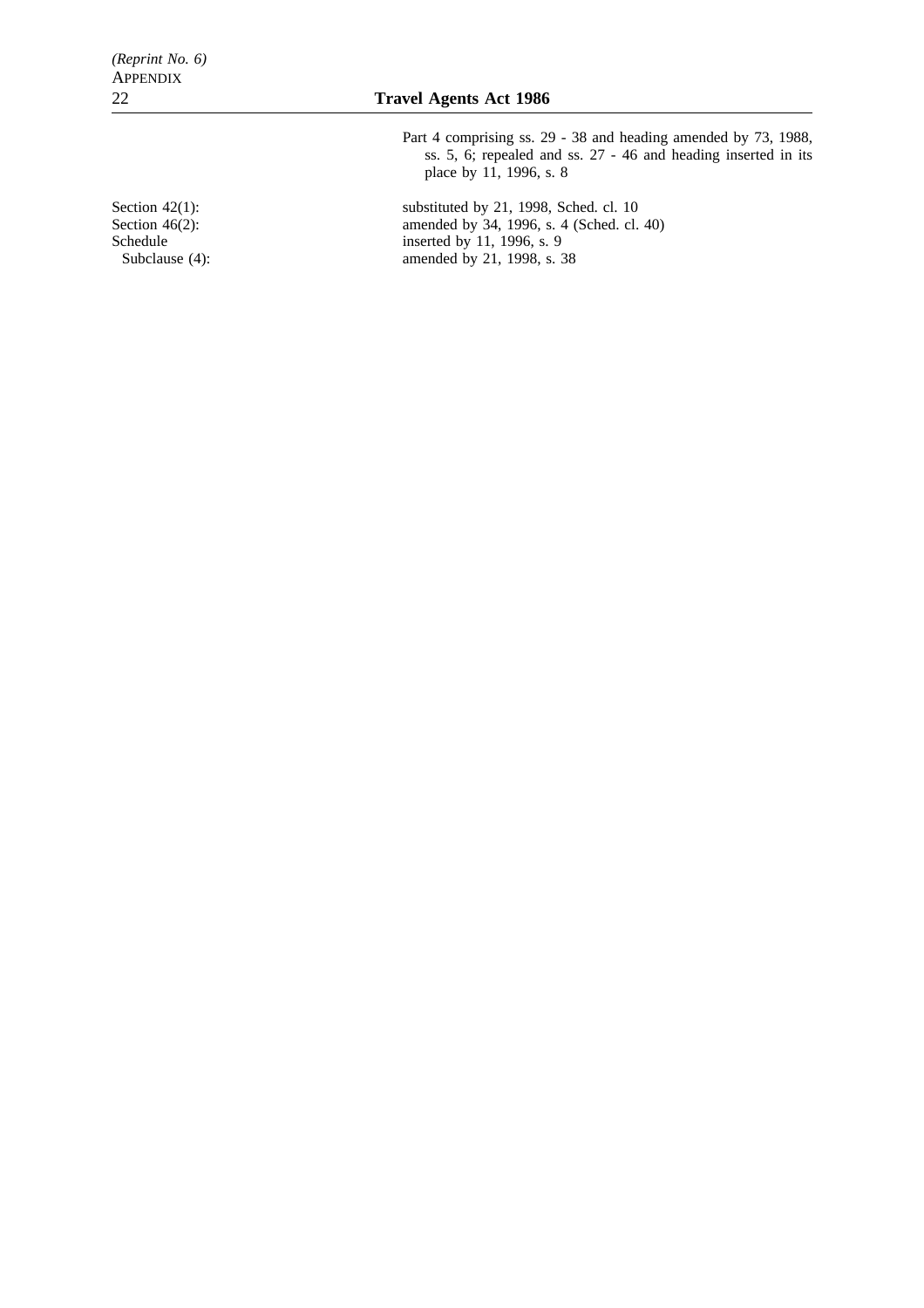Part 4 comprising ss. 29 - 38 and heading amended by 73, 1988, ss. 5, 6; repealed and ss. 27 - 46 and heading inserted in its place by 11, 1996, s. 8

| | |
|---|---|
| Section 42(1): | substituted by 21, 1998, Sched. cl. 10 |
| Section 46(2): | amended by 34, 1996, s. 4 (Sched. cl. 40) |
| Schedule | inserted by 11, 1996, s. 9 |
| Subclause (4): | amended by 21, 1998, s. 38 |